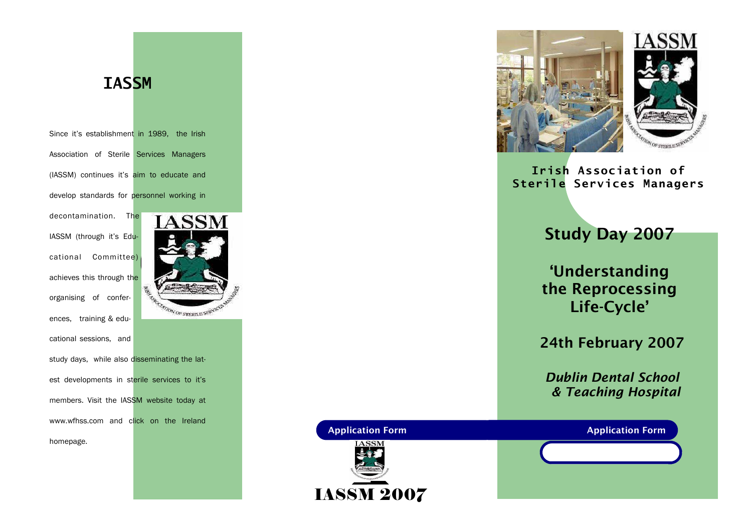# IASSM

Since it's establishment in 1989, the Irish Association of Sterile Services Managers (IASSM) continues it's aim to educate and develop standards for personnel working in decontamination. The IASSM (through it's Educational Committee) achieves this through the organising of conferences, training & educational sessions, and study days, while also disseminating the latest developments in sterile services to it's members. Visit the IASSM website today at www.wfhss.com and click on the Ireland homepage.

**Application Form**

IASSM 2007

**Irish Association of Sterile Services Managers**

## Study Day 2007

## 'Understanding the Reprocessing Life-Cycle'

## 24th February 2007

***Dublin Dental School & Teaching Hospital***

**Application Form**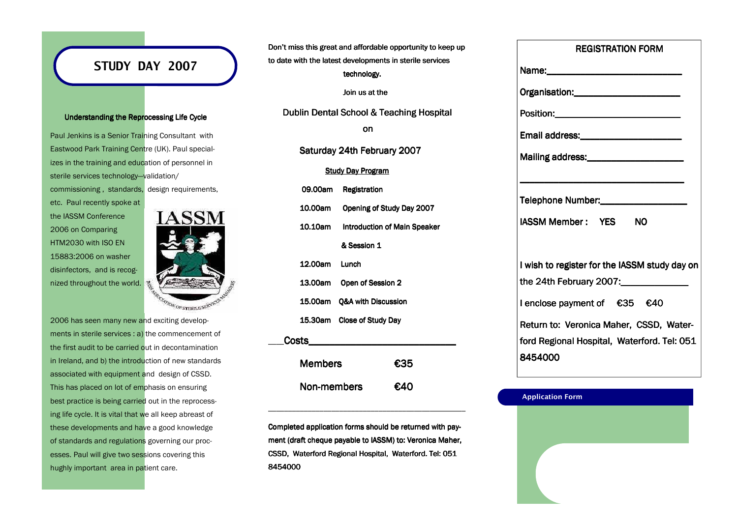# STUDY DAY 2007

**Understanding the Reprocessing Life Cycle**

Paul Jenkins is a Senior Training Consultant with Eastwood Park Training Centre (UK). Paul specializes in the training and education of personnel in sterile services technology—validation/commissioning , standards, design requirements, etc. Paul recently spoke at the IASSM Conference 2006 on Comparing HTM2030 with ISO EN 15883:2006 on washer disinfectors, and is recognized throughout the world.

2006 has seen many new and exciting developments in sterile services : a) the commencement of the first audit to be carried out in decontamination in Ireland, and b) the introduction of new standards associated with equipment and design of CSSD. This has placed on lot of emphasis on ensuring best practice is being carried out in the reprocessing life cycle. It is vital that we all keep abreast of these developments and have a good knowledge of standards and regulations governing our processes. Paul will give two sessions covering this hughly important area in patient care.

**Don't miss this great and affordable opportunity to keep up to date with the latest developments in sterile services technology.**

Join us at the

Dublin Dental School & Teaching Hospital

on

Saturday 24th February 2007

**Study Day Program**

| | |
|---|---|
| **09.00am** | **Registration** |
| **10.00am** | **Opening of Study Day 2007** |
| **10.10am** | **Introduction of Main Speaker & Session 1** |
| **12.00am** | **Lunch** |
| **13.00am** | **Open of Session 2** |
| **15.00am** | **Q&A with Discussion** |
| **15.30am** | **Close of Study Day** |

## Costs

| | |
|---|---|
| Members | €35 |
| Non-members | €40 |

**Completed application forms should be returned with payment (draft cheque payable to IASSM) to: Veronica Maher, CSSD, Waterford Regional Hospital, Waterford. Tel: 051 8454000**

## REGISTRATION FORM

Name:____________________

Organisation:____________________

Position:____________________

Email address:____________________

Mailing address:____________________

____________________

Telephone Number:____________________

IASSM Member : YES NO

I wish to register for the IASSM study day on the 24th February 2007:____________

I enclose payment of €35 €40

Return to: Veronica Maher, CSSD, Waterford Regional Hospital, Waterford. Tel: 051 8454000

Application Form